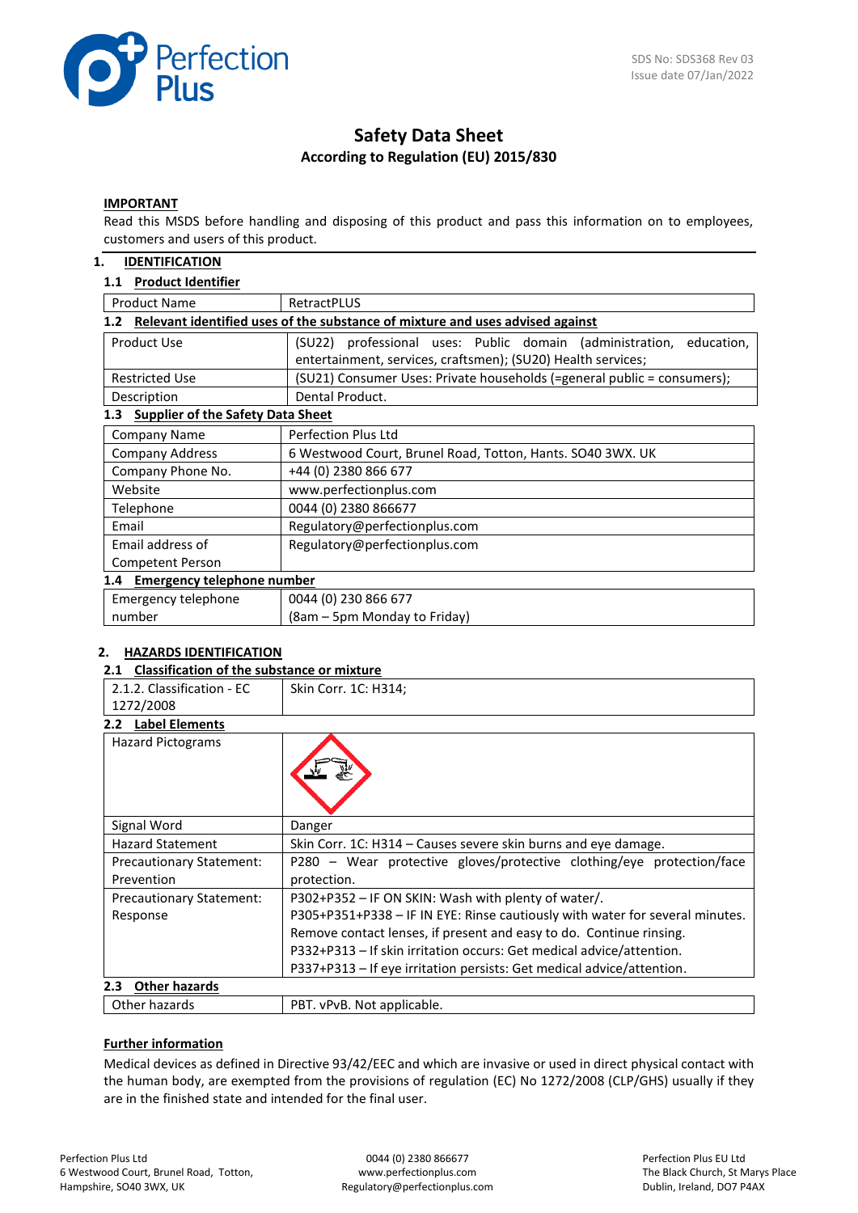SDS No: SDS368 Rev 03
Issue date 07/Jan/2022

# Safety Data Sheet

**According to Regulation (EU) 2015/830**

**IMPORTANT**

Read this MSDS before handling and disposing of this product and pass this information on to employees, customers and users of this product.

## 1. IDENTIFICATION

### 1.1 Product Identifier

| Product Name | RetractPLUS |
|---|---|

### 1.2 Relevant identified uses of the substance of mixture and uses advised against

| Product Use | (SU22) professional uses: Public domain (administration, education, entertainment, services, craftsmen); (SU20) Health services; |
|---|---|
| Restricted Use | (SU21) Consumer Uses: Private households (=general public = consumers); |
| Description | Dental Product. |

### 1.3 Supplier of the Safety Data Sheet

| Company Name | Perfection Plus Ltd |
|---|---|
| Company Address | 6 Westwood Court, Brunel Road, Totton, Hants. SO40 3WX. UK |
| Company Phone No. | +44 (0) 2380 866 677 |
| Website | www.perfectionplus.com |
| Telephone | 0044 (0) 2380 866677 |
| Email | Regulatory@perfectionplus.com |
| Email address of Competent Person | Regulatory@perfectionplus.com |

### 1.4 Emergency telephone number

| Emergency telephone number | 0044 (0) 230 866 677 (8am – 5pm Monday to Friday) |
|---|---|

## 2. HAZARDS IDENTIFICATION

### 2.1 Classification of the substance or mixture

| 2.1.2. Classification - EC 1272/2008 | Skin Corr. 1C: H314; |
|---|---|

### 2.2 Label Elements

| Hazard Pictograms | |
|---|---|
| Signal Word | Danger |
| Hazard Statement | Skin Corr. 1C: H314 – Causes severe skin burns and eye damage. |
| Precautionary Statement: Prevention | P280 – Wear protective gloves/protective clothing/eye protection/face protection. |
| Precautionary Statement: Response | P302+P352 – IF ON SKIN: Wash with plenty of water/.<br>P305+P351+P338 – IF IN EYE: Rinse cautiously with water for several minutes. Remove contact lenses, if present and easy to do. Continue rinsing.<br>P332+P313 – If skin irritation occurs: Get medical advice/attention.<br>P337+P313 – If eye irritation persists: Get medical advice/attention. |

### 2.3 Other hazards

| Other hazards | PBT. vPvB. Not applicable. |
|---|---|

**Further information**

Medical devices as defined in Directive 93/42/EEC and which are invasive or used in direct physical contact with the human body, are exempted from the provisions of regulation (EC) No 1272/2008 (CLP/GHS) usually if they are in the finished state and intended for the final user.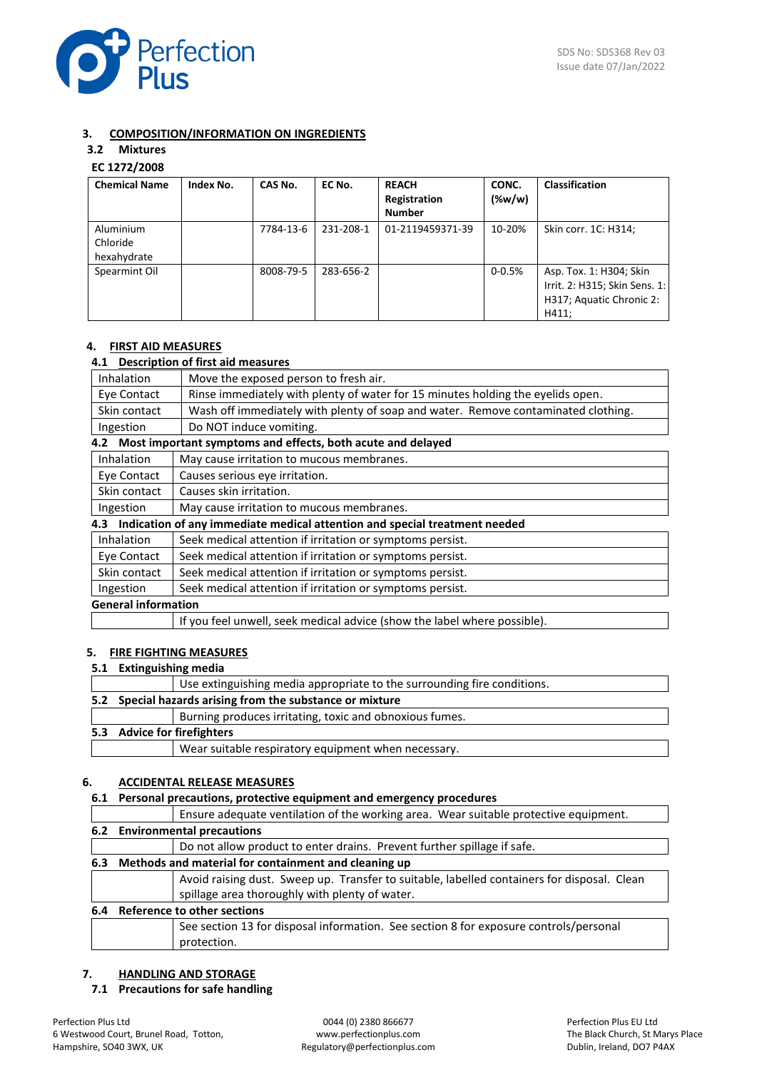## 3. COMPOSITION/INFORMATION ON INGREDIENTS

### 3.2 Mixtures

**EC 1272/2008**

| Chemical Name | Index No. | CAS No. | EC No. | REACH Registration Number | CONC. (%w/w) | Classification |
|---|---|---|---|---|---|---|
| Aluminium Chloride hexahydrate | | 7784-13-6 | 231-208-1 | 01-2119459371-39 | 10-20% | Skin corr. 1C: H314; |
| Spearmint Oil | | 8008-79-5 | 283-656-2 | | 0-0.5% | Asp. Tox. 1: H304; Skin Irrit. 2: H315; Skin Sens. 1: H317; Aquatic Chronic 2: H411; |

## 4. FIRST AID MEASURES

### 4.1 Description of first aid measures

| | |
|---|---|
| Inhalation | Move the exposed person to fresh air. |
| Eye Contact | Rinse immediately with plenty of water for 15 minutes holding the eyelids open. |
| Skin contact | Wash off immediately with plenty of soap and water. Remove contaminated clothing. |
| Ingestion | Do NOT induce vomiting. |

### 4.2 Most important symptoms and effects, both acute and delayed

| | |
|---|---|
| Inhalation | May cause irritation to mucous membranes. |
| Eye Contact | Causes serious eye irritation. |
| Skin contact | Causes skin irritation. |
| Ingestion | May cause irritation to mucous membranes. |

### 4.3 Indication of any immediate medical attention and special treatment needed

| | |
|---|---|
| Inhalation | Seek medical attention if irritation or symptoms persist. |
| Eye Contact | Seek medical attention if irritation or symptoms persist. |
| Skin contact | Seek medical attention if irritation or symptoms persist. |
| Ingestion | Seek medical attention if irritation or symptoms persist. |

**General information**

If you feel unwell, seek medical advice (show the label where possible).

## 5. FIRE FIGHTING MEASURES

### 5.1 Extinguishing media

Use extinguishing media appropriate to the surrounding fire conditions.

### 5.2 Special hazards arising from the substance or mixture

Burning produces irritating, toxic and obnoxious fumes.

### 5.3 Advice for firefighters

Wear suitable respiratory equipment when necessary.

## 6. ACCIDENTAL RELEASE MEASURES

### 6.1 Personal precautions, protective equipment and emergency procedures

Ensure adequate ventilation of the working area. Wear suitable protective equipment.

### 6.2 Environmental precautions

Do not allow product to enter drains. Prevent further spillage if safe.

### 6.3 Methods and material for containment and cleaning up

Avoid raising dust. Sweep up. Transfer to suitable, labelled containers for disposal. Clean spillage area thoroughly with plenty of water.

### 6.4 Reference to other sections

See section 13 for disposal information. See section 8 for exposure controls/personal protection.

## 7. HANDLING AND STORAGE

### 7.1 Precautions for safe handling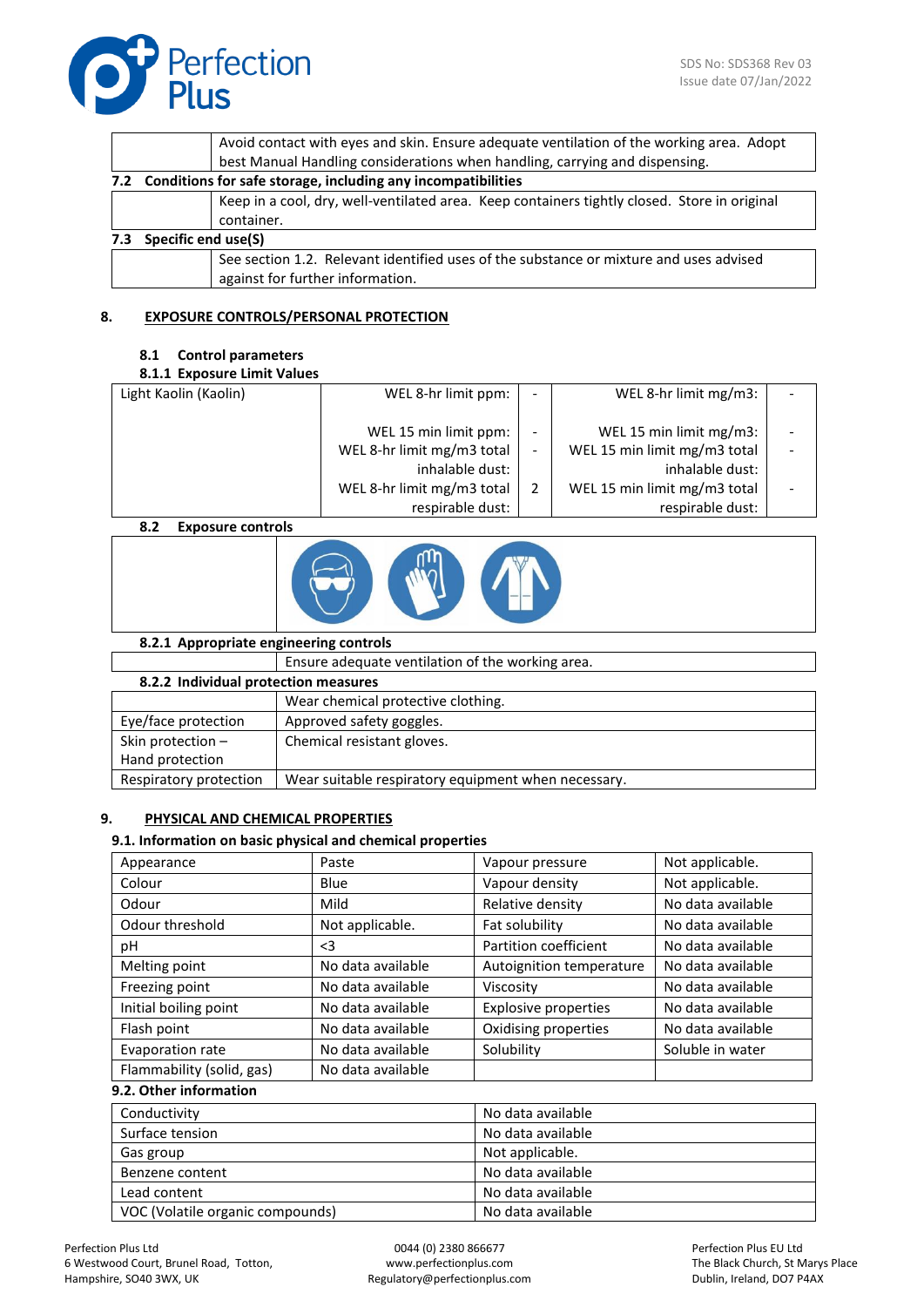| | |
|---|---|
| | Avoid contact with eyes and skin. Ensure adequate ventilation of the working area. Adopt best Manual Handling considerations when handling, carrying and dispensing. |

**7.2 Conditions for safe storage, including any incompatibilities**

| | |
|---|---|
| | Keep in a cool, dry, well-ventilated area. Keep containers tightly closed. Store in original container. |

**7.3 Specific end use(S)**

| | |
|---|---|
| | See section 1.2. Relevant identified uses of the substance or mixture and uses advised against for further information. |

## 8. EXPOSURE CONTROLS/PERSONAL PROTECTION

### 8.1 Control parameters

**8.1.1 Exposure Limit Values**

| Light Kaolin (Kaolin) | WEL 8-hr limit ppm: | - | WEL 8-hr limit mg/m3: | - |
|---|---|---|---|---|
| | WEL 15 min limit ppm: | - | WEL 15 min limit mg/m3: | - |
| | WEL 8-hr limit mg/m3 total inhalable dust: | - | WEL 15 min limit mg/m3 total inhalable dust: | - |
| | WEL 8-hr limit mg/m3 total respirable dust: | 2 | WEL 15 min limit mg/m3 total respirable dust: | - |

### 8.2 Exposure controls

**8.2.1 Appropriate engineering controls**

| | |
|---|---|
| | Ensure adequate ventilation of the working area. |

**8.2.2 Individual protection measures**

| | |
|---|---|
| | Wear chemical protective clothing. |
| Eye/face protection | Approved safety goggles. |
| Skin protection – Hand protection | Chemical resistant gloves. |
| Respiratory protection | Wear suitable respiratory equipment when necessary. |

## 9. PHYSICAL AND CHEMICAL PROPERTIES

### 9.1. Information on basic physical and chemical properties

| | | | |
|---|---|---|---|
| Appearance | Paste | Vapour pressure | Not applicable. |
| Colour | Blue | Vapour density | Not applicable. |
| Odour | Mild | Relative density | No data available |
| Odour threshold | Not applicable. | Fat solubility | No data available |
| pH | <3 | Partition coefficient | No data available |
| Melting point | No data available | Autoignition temperature | No data available |
| Freezing point | No data available | Viscosity | No data available |
| Initial boiling point | No data available | Explosive properties | No data available |
| Flash point | No data available | Oxidising properties | No data available |
| Evaporation rate | No data available | Solubility | Soluble in water |
| Flammability (solid, gas) | No data available | | |

### 9.2. Other information

| | |
|---|---|
| Conductivity | No data available |
| Surface tension | No data available |
| Gas group | Not applicable. |
| Benzene content | No data available |
| Lead content | No data available |
| VOC (Volatile organic compounds) | No data available |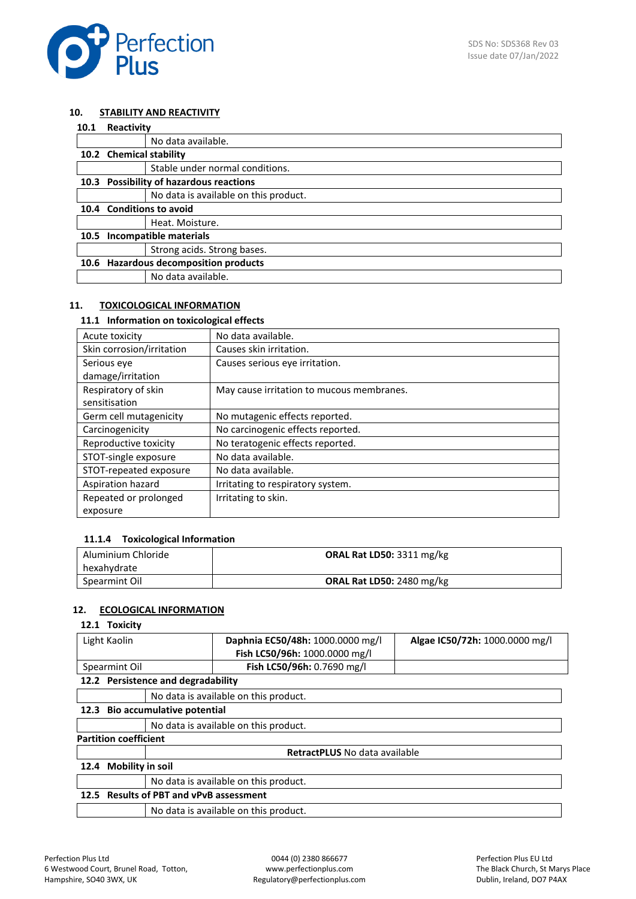## 10. STABILITY AND REACTIVITY

### 10.1 Reactivity

| | |
|---|---|
| | No data available. |

### 10.2 Chemical stability

| | |
|---|---|
| | Stable under normal conditions. |

### 10.3 Possibility of hazardous reactions

| | |
|---|---|
| | No data is available on this product. |

### 10.4 Conditions to avoid

| | |
|---|---|
| | Heat. Moisture. |

### 10.5 Incompatible materials

| | |
|---|---|
| | Strong acids. Strong bases. |

### 10.6 Hazardous decomposition products

| | |
|---|---|
| | No data available. |

## 11. TOXICOLOGICAL INFORMATION

### 11.1 Information on toxicological effects

| | |
|---|---|
| Acute toxicity | No data available. |
| Skin corrosion/irritation | Causes skin irritation. |
| Serious eye damage/irritation | Causes serious eye irritation. |
| Respiratory of skin sensitisation | May cause irritation to mucous membranes. |
| Germ cell mutagenicity | No mutagenic effects reported. |
| Carcinogenicity | No carcinogenic effects reported. |
| Reproductive toxicity | No teratogenic effects reported. |
| STOT-single exposure | No data available. |
| STOT-repeated exposure | No data available. |
| Aspiration hazard | Irritating to respiratory system. |
| Repeated or prolonged exposure | Irritating to skin. |

#### 11.1.4 Toxicological Information

| | |
|---|---|
| Aluminium Chloride hexahydrate | **ORAL Rat LD50:** 3311 mg/kg |
| Spearmint Oil | **ORAL Rat LD50:** 2480 mg/kg |

## 12. ECOLOGICAL INFORMATION

### 12.1 Toxicity

| | | |
|---|---|---|
| Light Kaolin | **Daphnia EC50/48h:** 1000.0000 mg/l<br>**Fish LC50/96h:** 1000.0000 mg/l | **Algae IC50/72h:** 1000.0000 mg/l |
| Spearmint Oil | **Fish LC50/96h:** 0.7690 mg/l | |

### 12.2 Persistence and degradability

| | |
|---|---|
| | No data is available on this product. |

### 12.3 Bio accumulative potential

| | |
|---|---|
| | No data is available on this product. |

**Partition coefficient**

| | |
|---|---|
| | **RetractPLUS** No data available |

### 12.4 Mobility in soil

| | |
|---|---|
| | No data is available on this product. |

### 12.5 Results of PBT and vPvB assessment

| | |
|---|---|
| | No data is available on this product. |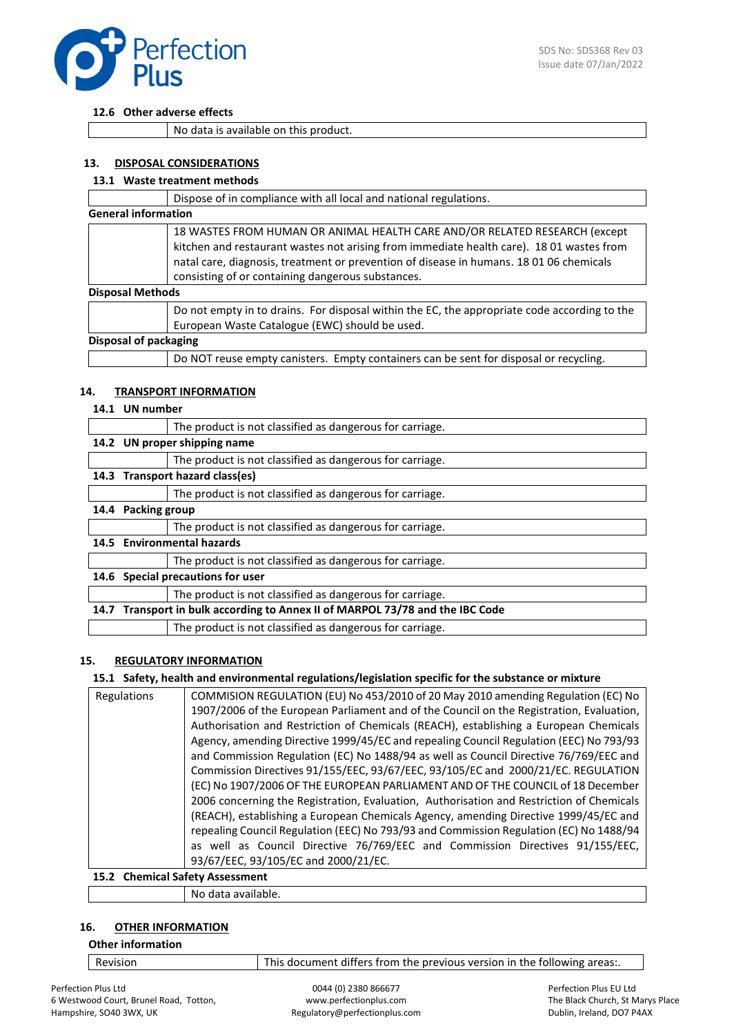### 12.6 Other adverse effects

| | |
|---|---|
| | No data is available on this product. |

## 13. DISPOSAL CONSIDERATIONS

### 13.1 Waste treatment methods

| | |
|---|---|
| | Dispose of in compliance with all local and national regulations. |

**General information**

| | |
|---|---|
| | 18 WASTES FROM HUMAN OR ANIMAL HEALTH CARE AND/OR RELATED RESEARCH (except kitchen and restaurant wastes not arising from immediate health care). 18 01 wastes from natal care, diagnosis, treatment or prevention of disease in humans. 18 01 06 chemicals consisting of or containing dangerous substances. |

**Disposal Methods**

| | |
|---|---|
| | Do not empty in to drains. For disposal within the EC, the appropriate code according to the European Waste Catalogue (EWC) should be used. |

**Disposal of packaging**

| | |
|---|---|
| | Do NOT reuse empty canisters. Empty containers can be sent for disposal or recycling. |

## 14. TRANSPORT INFORMATION

### 14.1 UN number

| | |
|---|---|
| | The product is not classified as dangerous for carriage. |

### 14.2 UN proper shipping name

| | |
|---|---|
| | The product is not classified as dangerous for carriage. |

### 14.3 Transport hazard class(es)

| | |
|---|---|
| | The product is not classified as dangerous for carriage. |

### 14.4 Packing group

| | |
|---|---|
| | The product is not classified as dangerous for carriage. |

### 14.5 Environmental hazards

| | |
|---|---|
| | The product is not classified as dangerous for carriage. |

### 14.6 Special precautions for user

| | |
|---|---|
| | The product is not classified as dangerous for carriage. |

### 14.7 Transport in bulk according to Annex II of MARPOL 73/78 and the IBC Code

| | |
|---|---|
| | The product is not classified as dangerous for carriage. |

## 15. REGULATORY INFORMATION

### 15.1 Safety, health and environmental regulations/legislation specific for the substance or mixture

| | |
|---|---|
| Regulations | COMMISION REGULATION (EU) No 453/2010 of 20 May 2010 amending Regulation (EC) No 1907/2006 of the European Parliament and of the Council on the Registration, Evaluation, Authorisation and Restriction of Chemicals (REACH), establishing a European Chemicals Agency, amending Directive 1999/45/EC and repealing Council Regulation (EEC) No 793/93 and Commission Regulation (EC) No 1488/94 as well as Council Directive 76/769/EEC and Commission Directives 91/155/EEC, 93/67/EEC, 93/105/EC and 2000/21/EC. REGULATION (EC) No 1907/2006 OF THE EUROPEAN PARLIAMENT AND OF THE COUNCIL of 18 December 2006 concerning the Registration, Evaluation, Authorisation and Restriction of Chemicals (REACH), establishing a European Chemicals Agency, amending Directive 1999/45/EC and repealing Council Regulation (EEC) No 793/93 and Commission Regulation (EC) No 1488/94 as well as Council Directive 76/769/EEC and Commission Directives 91/155/EEC, 93/67/EEC, 93/105/EC and 2000/21/EC. |

### 15.2 Chemical Safety Assessment

| | |
|---|---|
| | No data available. |

## 16. OTHER INFORMATION

**Other information**

| | |
|---|---|
| Revision | This document differs from the previous version in the following areas:. |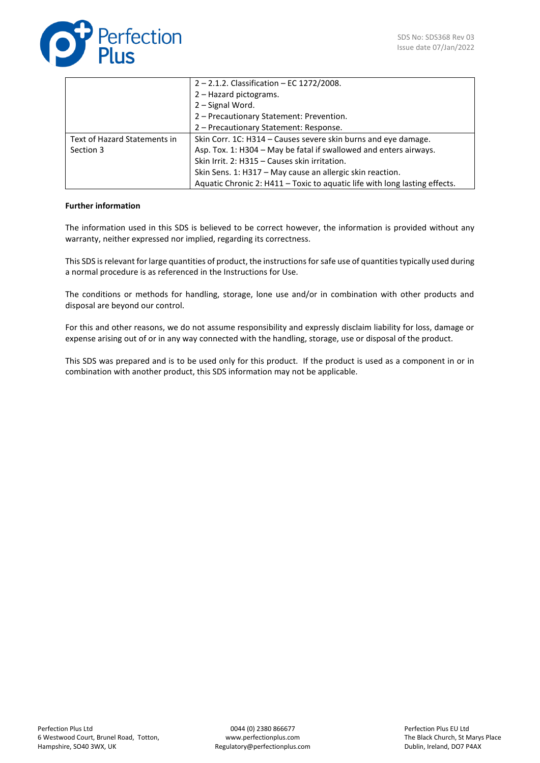| | |
|---|---|
| | 2 – 2.1.2. Classification – EC 1272/2008.<br>2 – Hazard pictograms.<br>2 – Signal Word.<br>2 – Precautionary Statement: Prevention.<br>2 – Precautionary Statement: Response. |
| Text of Hazard Statements in Section 3 | Skin Corr. 1C: H314 – Causes severe skin burns and eye damage.<br>Asp. Tox. 1: H304 – May be fatal if swallowed and enters airways.<br>Skin Irrit. 2: H315 – Causes skin irritation.<br>Skin Sens. 1: H317 – May cause an allergic skin reaction.<br>Aquatic Chronic 2: H411 – Toxic to aquatic life with long lasting effects. |

**Further information**

The information used in this SDS is believed to be correct however, the information is provided without any warranty, neither expressed nor implied, regarding its correctness.

This SDS is relevant for large quantities of product, the instructions for safe use of quantities typically used during a normal procedure is as referenced in the Instructions for Use.

The conditions or methods for handling, storage, lone use and/or in combination with other products and disposal are beyond our control.

For this and other reasons, we do not assume responsibility and expressly disclaim liability for loss, damage or expense arising out of or in any way connected with the handling, storage, use or disposal of the product.

This SDS was prepared and is to be used only for this product. If the product is used as a component in or in combination with another product, this SDS information may not be applicable.